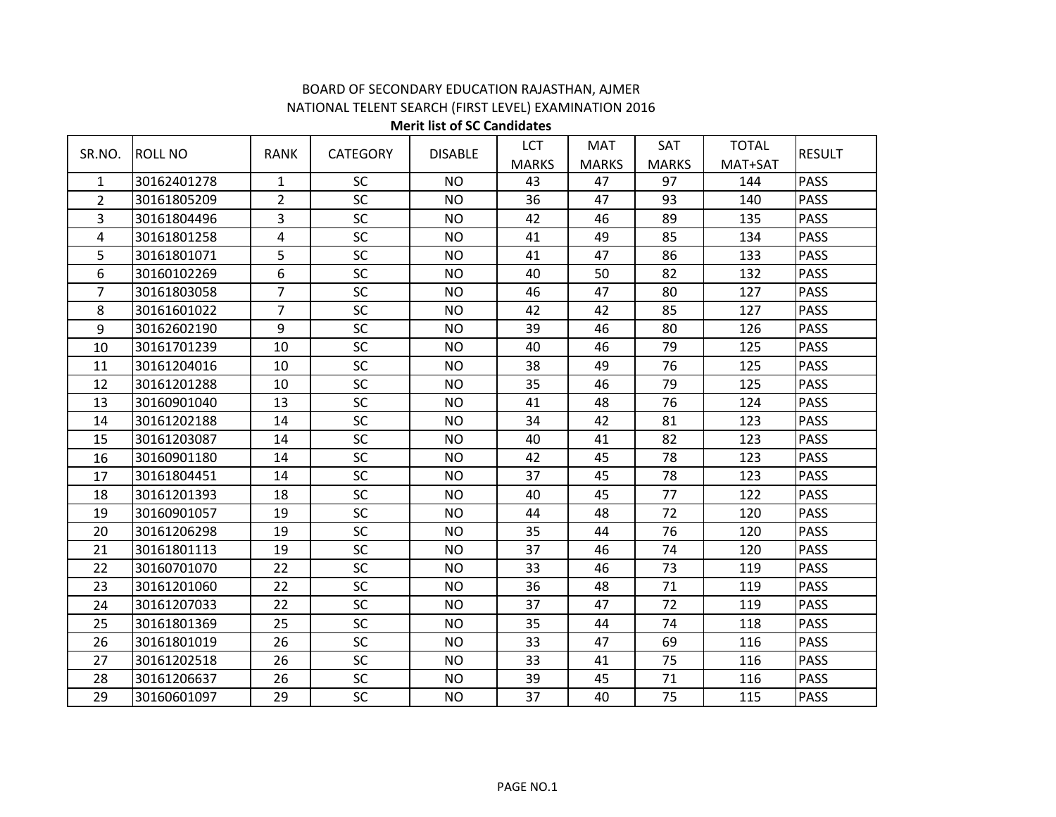BOARD OF SECONDARY EDUCATION RAJASTHAN, AJMER

NATIONAL TELENT SEARCH (FIRST LEVEL) EXAMINATION 2016

**Merit list of SC Candidates**

| SR.NO. | ROLL NO | RANK | CATEGORY | DISABLE | LCT MARKS | MAT MARKS | SAT MARKS | TOTAL MAT+SAT | RESULT |
|---|---|---|---|---|---|---|---|---|---|
| 1 | 30162401278 | 1 | SC | NO | 43 | 47 | 97 | 144 | PASS |
| 2 | 30161805209 | 2 | SC | NO | 36 | 47 | 93 | 140 | PASS |
| 3 | 30161804496 | 3 | SC | NO | 42 | 46 | 89 | 135 | PASS |
| 4 | 30161801258 | 4 | SC | NO | 41 | 49 | 85 | 134 | PASS |
| 5 | 30161801071 | 5 | SC | NO | 41 | 47 | 86 | 133 | PASS |
| 6 | 30160102269 | 6 | SC | NO | 40 | 50 | 82 | 132 | PASS |
| 7 | 30161803058 | 7 | SC | NO | 46 | 47 | 80 | 127 | PASS |
| 8 | 30161601022 | 7 | SC | NO | 42 | 42 | 85 | 127 | PASS |
| 9 | 30162602190 | 9 | SC | NO | 39 | 46 | 80 | 126 | PASS |
| 10 | 30161701239 | 10 | SC | NO | 40 | 46 | 79 | 125 | PASS |
| 11 | 30161204016 | 10 | SC | NO | 38 | 49 | 76 | 125 | PASS |
| 12 | 30161201288 | 10 | SC | NO | 35 | 46 | 79 | 125 | PASS |
| 13 | 30160901040 | 13 | SC | NO | 41 | 48 | 76 | 124 | PASS |
| 14 | 30161202188 | 14 | SC | NO | 34 | 42 | 81 | 123 | PASS |
| 15 | 30161203087 | 14 | SC | NO | 40 | 41 | 82 | 123 | PASS |
| 16 | 30160901180 | 14 | SC | NO | 42 | 45 | 78 | 123 | PASS |
| 17 | 30161804451 | 14 | SC | NO | 37 | 45 | 78 | 123 | PASS |
| 18 | 30161201393 | 18 | SC | NO | 40 | 45 | 77 | 122 | PASS |
| 19 | 30160901057 | 19 | SC | NO | 44 | 48 | 72 | 120 | PASS |
| 20 | 30161206298 | 19 | SC | NO | 35 | 44 | 76 | 120 | PASS |
| 21 | 30161801113 | 19 | SC | NO | 37 | 46 | 74 | 120 | PASS |
| 22 | 30160701070 | 22 | SC | NO | 33 | 46 | 73 | 119 | PASS |
| 23 | 30161201060 | 22 | SC | NO | 36 | 48 | 71 | 119 | PASS |
| 24 | 30161207033 | 22 | SC | NO | 37 | 47 | 72 | 119 | PASS |
| 25 | 30161801369 | 25 | SC | NO | 35 | 44 | 74 | 118 | PASS |
| 26 | 30161801019 | 26 | SC | NO | 33 | 47 | 69 | 116 | PASS |
| 27 | 30161202518 | 26 | SC | NO | 33 | 41 | 75 | 116 | PASS |
| 28 | 30161206637 | 26 | SC | NO | 39 | 45 | 71 | 116 | PASS |
| 29 | 30160601097 | 29 | SC | NO | 37 | 40 | 75 | 115 | PASS |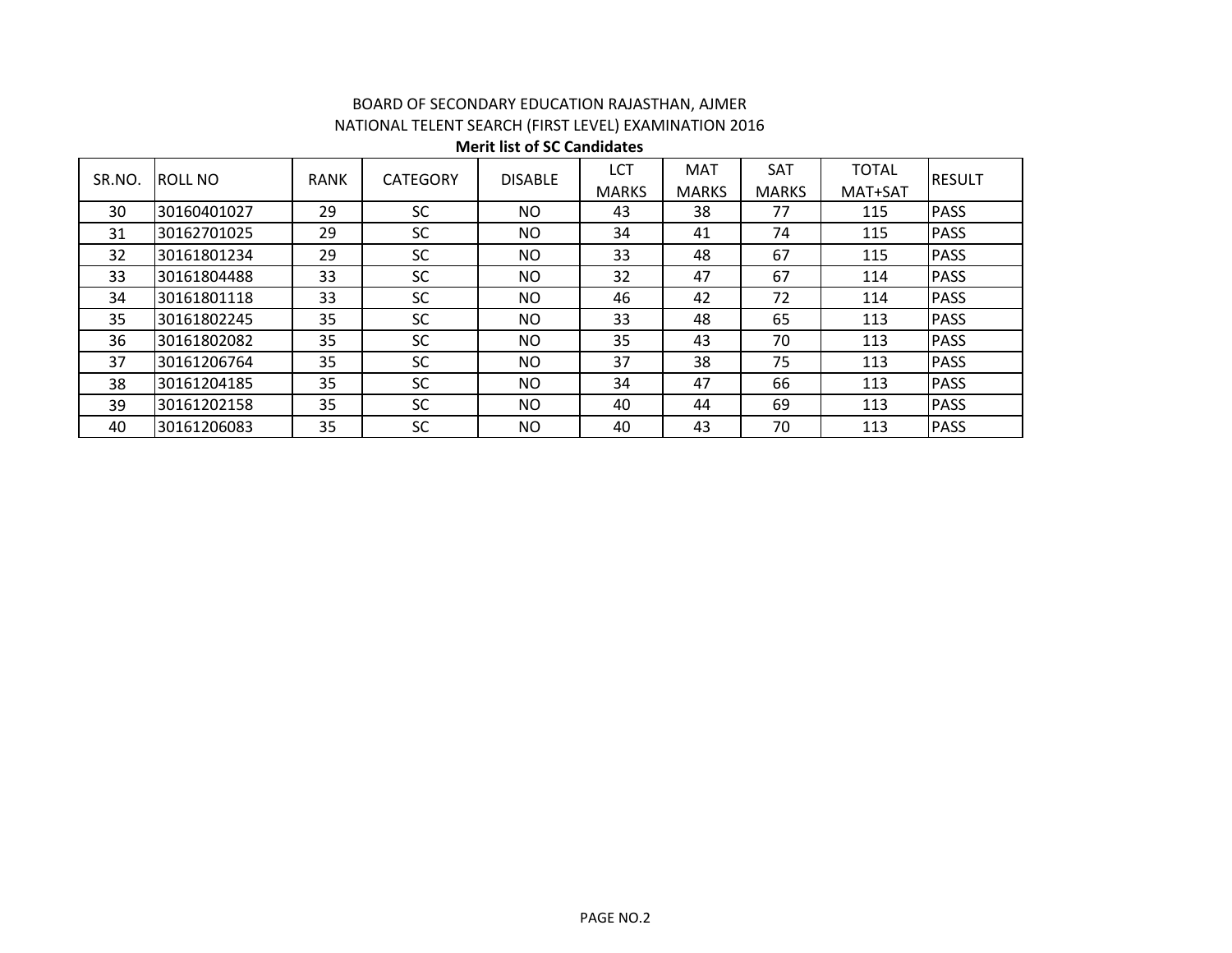BOARD OF SECONDARY EDUCATION RAJASTHAN, AJMER

NATIONAL TELENT SEARCH (FIRST LEVEL) EXAMINATION 2016

**Merit list of SC Candidates**

| SR.NO. | ROLL NO | RANK | CATEGORY | DISABLE | LCT MARKS | MAT MARKS | SAT MARKS | TOTAL MAT+SAT | RESULT |
|---|---|---|---|---|---|---|---|---|---|
| 30 | 30160401027 | 29 | SC | NO | 43 | 38 | 77 | 115 | PASS |
| 31 | 30162701025 | 29 | SC | NO | 34 | 41 | 74 | 115 | PASS |
| 32 | 30161801234 | 29 | SC | NO | 33 | 48 | 67 | 115 | PASS |
| 33 | 30161804488 | 33 | SC | NO | 32 | 47 | 67 | 114 | PASS |
| 34 | 30161801118 | 33 | SC | NO | 46 | 42 | 72 | 114 | PASS |
| 35 | 30161802245 | 35 | SC | NO | 33 | 48 | 65 | 113 | PASS |
| 36 | 30161802082 | 35 | SC | NO | 35 | 43 | 70 | 113 | PASS |
| 37 | 30161206764 | 35 | SC | NO | 37 | 38 | 75 | 113 | PASS |
| 38 | 30161204185 | 35 | SC | NO | 34 | 47 | 66 | 113 | PASS |
| 39 | 30161202158 | 35 | SC | NO | 40 | 44 | 69 | 113 | PASS |
| 40 | 30161206083 | 35 | SC | NO | 40 | 43 | 70 | 113 | PASS |